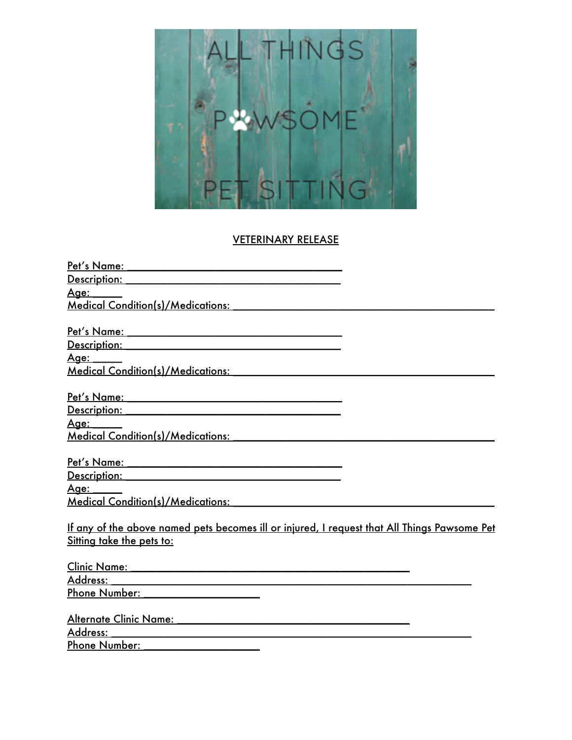ALL THINGS

P🐾WSOME

PET SITTING

## VETERINARY RELEASE

Pet's Name: ______________________________________
Description: ______________________________________
Age: _____
Medical Condition(s)/Medications: ______________________________________________

Pet's Name: ______________________________________
Description: ______________________________________
Age: _____
Medical Condition(s)/Medications: ______________________________________________

Pet's Name: ______________________________________
Description: ______________________________________
Age: _____
Medical Condition(s)/Medications: ______________________________________________

Pet's Name: ______________________________________
Description: ______________________________________
Age: _____
Medical Condition(s)/Medications: ______________________________________________

If any of the above named pets becomes ill or injured, I request that All Things Pawsome Pet Sitting take the pets to:

Clinic Name: ________________________________________________
Address: __________________________________________________________
Phone Number: ____________________

Alternate Clinic Name: ________________________________________
Address: __________________________________________________________
Phone Number: ____________________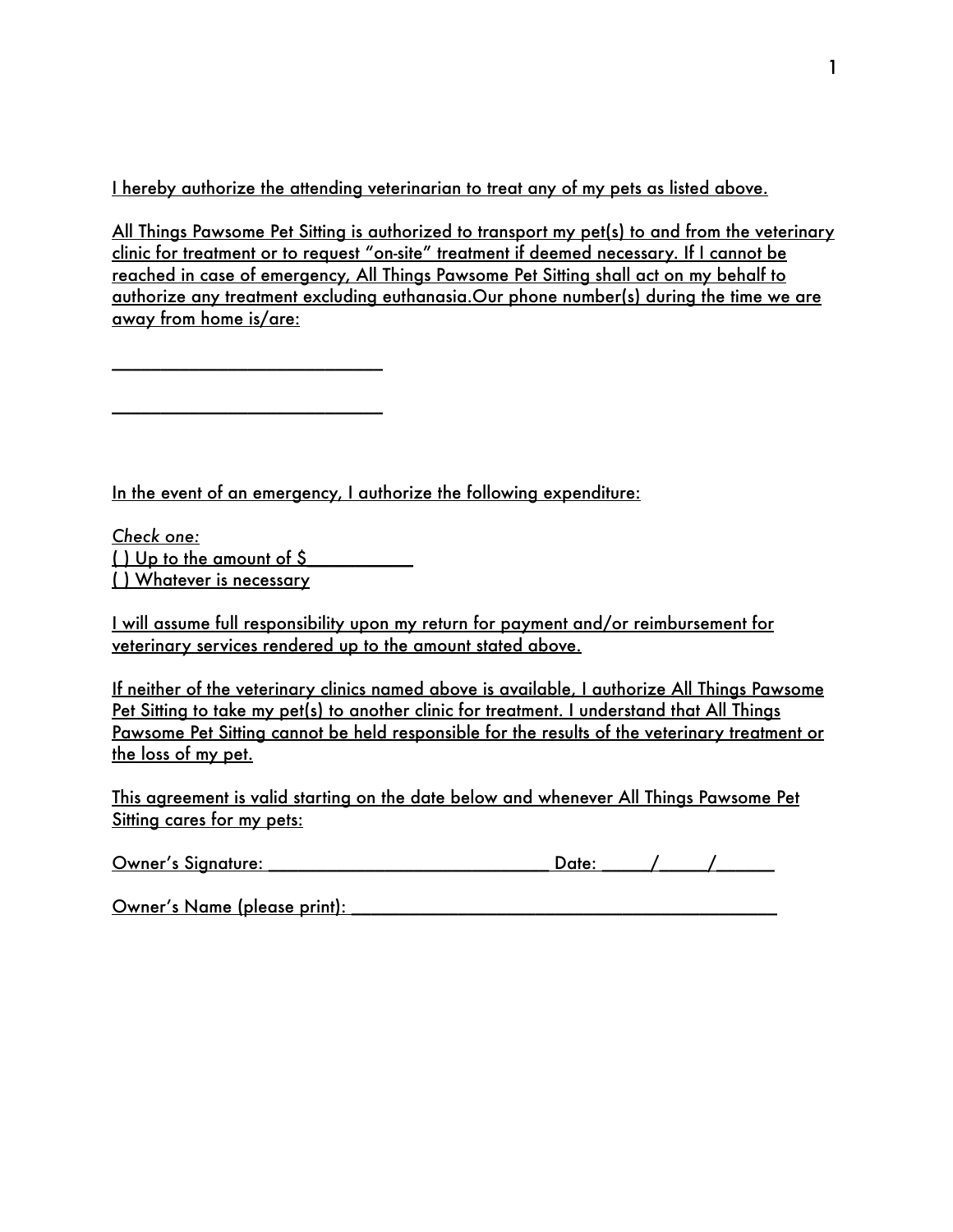I hereby authorize the attending veterinarian to treat any of my pets as listed above.

All Things Pawsome Pet Sitting is authorized to transport my pet(s) to and from the veterinary clinic for treatment or to request "on-site" treatment if deemed necessary. If I cannot be reached in case of emergency, All Things Pawsome Pet Sitting shall act on my behalf to authorize any treatment excluding euthanasia.Our phone number(s) during the time we are away from home is/are:

______________________________

______________________________

In the event of an emergency, I authorize the following expenditure:

*Check one:*
( ) Up to the amount of $___________
( ) Whatever is necessary

I will assume full responsibility upon my return for payment and/or reimbursement for veterinary services rendered up to the amount stated above.

If neither of the veterinary clinics named above is available, I authorize All Things Pawsome Pet Sitting to take my pet(s) to another clinic for treatment. I understand that All Things Pawsome Pet Sitting cannot be held responsible for the results of the veterinary treatment or the loss of my pet.

This agreement is valid starting on the date below and whenever All Things Pawsome Pet Sitting cares for my pets:

Owner's Signature: ______________________________ Date: _____/_____/______

Owner's Name (please print): ______________________________________________